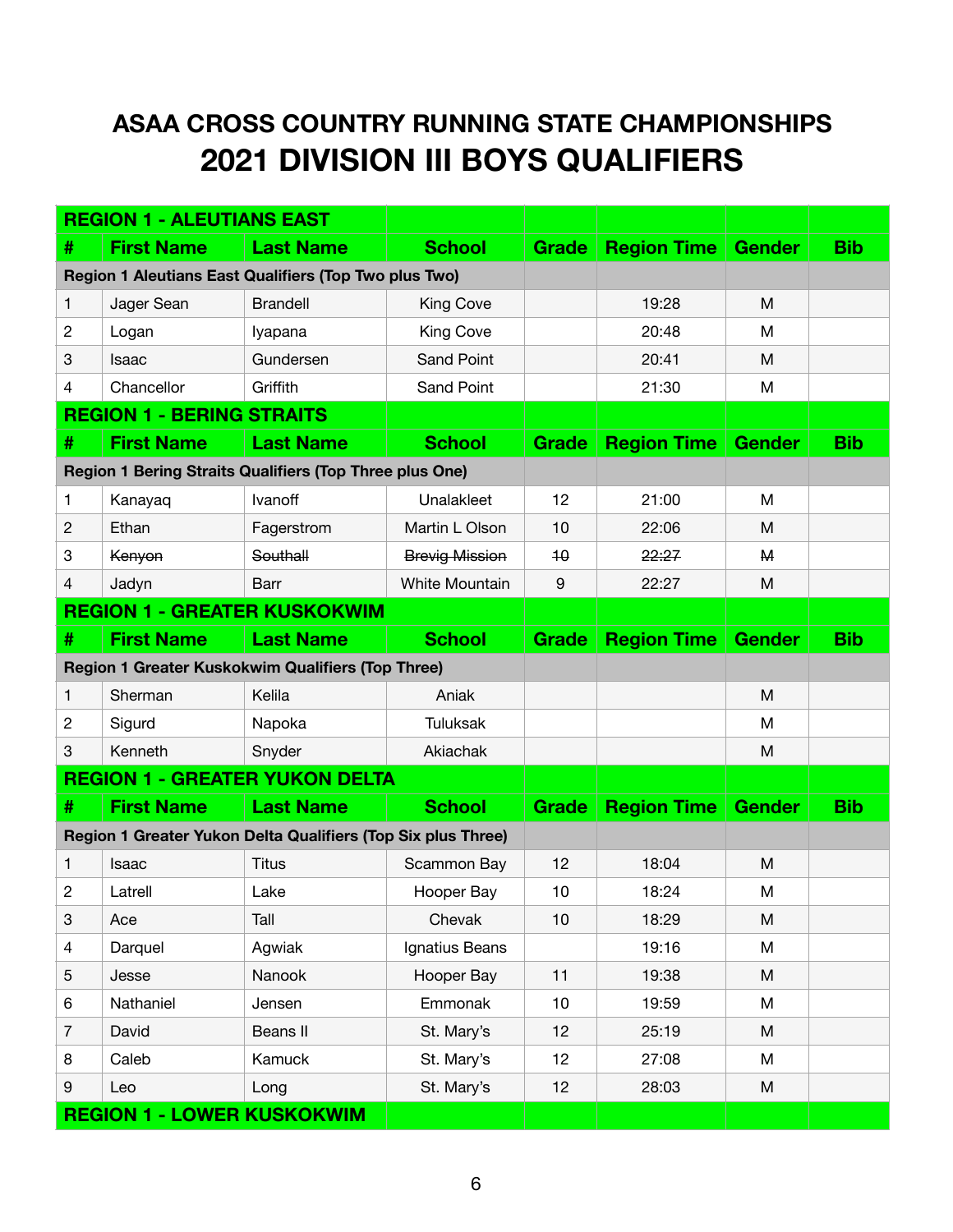# ASAA CROSS COUNTRY RUNNING STATE CHAMPIONSHIPS

# 2021 DIVISION III BOYS QUALIFIERS

| **REGION 1 - ALEUTIANS EAST** | | | | | | | |
|---|---|---|---|---|---|---|---|
| **#** | **First Name** | **Last Name** | **School** | **Grade** | **Region Time** | **Gender** | **Bib** |
| **Region 1 Aleutians East Qualifiers (Top Two plus Two)** | | | | | | | |
| 1 | Jager Sean | Brandell | King Cove | | 19:28 | M | |
| 2 | Logan | Iyapana | King Cove | | 20:48 | M | |
| 3 | Isaac | Gundersen | Sand Point | | 20:41 | M | |
| 4 | Chancellor | Griffith | Sand Point | | 21:30 | M | |

| **REGION 1 - BERING STRAITS** | | | | | | | |
|---|---|---|---|---|---|---|---|
| **#** | **First Name** | **Last Name** | **School** | **Grade** | **Region Time** | **Gender** | **Bib** |
| **Region 1 Bering Straits Qualifiers (Top Three plus One)** | | | | | | | |
| 1 | Kanayaq | Ivanoff | Unalakleet | 12 | 21:00 | M | |
| 2 | Ethan | Fagerstrom | Martin L Olson | 10 | 22:06 | M | |
| 3 | ~~Kenyon~~ | ~~Southall~~ | ~~Brevig Mission~~ | ~~10~~ | ~~22:27~~ | ~~M~~ | |
| 4 | Jadyn | Barr | White Mountain | 9 | 22:27 | M | |

| **REGION 1 - GREATER KUSKOKWIM** | | | | | | | |
|---|---|---|---|---|---|---|---|
| **#** | **First Name** | **Last Name** | **School** | **Grade** | **Region Time** | **Gender** | **Bib** |
| **Region 1 Greater Kuskokwim Qualifiers (Top Three)** | | | | | | | |
| 1 | Sherman | Kelila | Aniak | | | M | |
| 2 | Sigurd | Napoka | Tuluksak | | | M | |
| 3 | Kenneth | Snyder | Akiachak | | | M | |

| **REGION 1 - GREATER YUKON DELTA** | | | | | | | |
|---|---|---|---|---|---|---|---|
| **#** | **First Name** | **Last Name** | **School** | **Grade** | **Region Time** | **Gender** | **Bib** |
| **Region 1 Greater Yukon Delta Qualifiers (Top Six plus Three)** | | | | | | | |
| 1 | Isaac | Titus | Scammon Bay | 12 | 18:04 | M | |
| 2 | Latrell | Lake | Hooper Bay | 10 | 18:24 | M | |
| 3 | Ace | Tall | Chevak | 10 | 18:29 | M | |
| 4 | Darquel | Agwiak | Ignatius Beans | | 19:16 | M | |
| 5 | Jesse | Nanook | Hooper Bay | 11 | 19:38 | M | |
| 6 | Nathaniel | Jensen | Emmonak | 10 | 19:59 | M | |
| 7 | David | Beans II | St. Mary's | 12 | 25:19 | M | |
| 8 | Caleb | Kamuck | St. Mary's | 12 | 27:08 | M | |
| 9 | Leo | Long | St. Mary's | 12 | 28:03 | M | |

| **REGION 1 - LOWER KUSKOKWIM** | | | | | | | |
|---|---|---|---|---|---|---|---|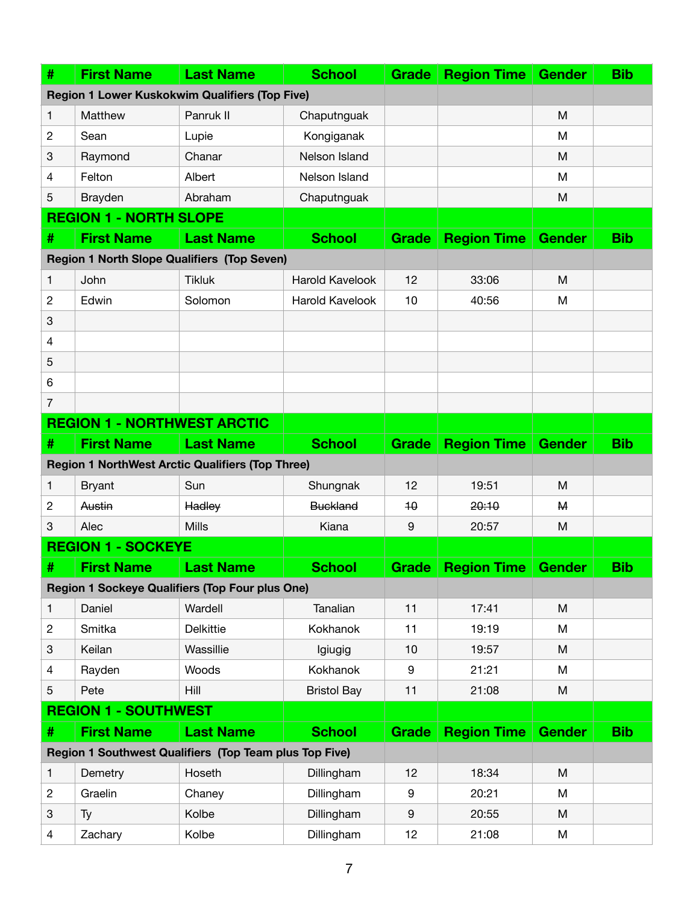| # | First Name | Last Name | School | Grade | Region Time | Gender | Bib |
|---|---|---|---|---|---|---|---|
| **Region 1 Lower Kuskokwim Qualifiers (Top Five)** | | | | | | | |
| 1 | Matthew | Panruk II | Chaputnguak | | | M | |
| 2 | Sean | Lupie | Kongiganak | | | M | |
| 3 | Raymond | Chanar | Nelson Island | | | M | |
| 4 | Felton | Albert | Nelson Island | | | M | |
| 5 | Brayden | Abraham | Chaputnguak | | | M | |

| **REGION 1 - NORTH SLOPE** | | | | | | | |
|---|---|---|---|---|---|---|---|
| **#** | **First Name** | **Last Name** | **School** | **Grade** | **Region Time** | **Gender** | **Bib** |
| **Region 1 North Slope Qualifiers (Top Seven)** | | | | | | | |
| 1 | John | Tikluk | Harold Kavelook | 12 | 33:06 | M | |
| 2 | Edwin | Solomon | Harold Kavelook | 10 | 40:56 | M | |
| 3 | | | | | | | |
| 4 | | | | | | | |
| 5 | | | | | | | |
| 6 | | | | | | | |
| 7 | | | | | | | |

| **REGION 1 - NORTHWEST ARCTIC** | | | | | | | |
|---|---|---|---|---|---|---|---|
| **#** | **First Name** | **Last Name** | **School** | **Grade** | **Region Time** | **Gender** | **Bib** |
| **Region 1 NorthWest Arctic Qualifiers (Top Three)** | | | | | | | |
| 1 | Bryant | Sun | Shungnak | 12 | 19:51 | M | |
| 2 | ~~Austin~~ | ~~Hadley~~ | ~~Buckland~~ | ~~10~~ | ~~20:10~~ | ~~M~~ | |
| 3 | Alec | Mills | Kiana | 9 | 20:57 | M | |

| **REGION 1 - SOCKEYE** | | | | | | | |
|---|---|---|---|---|---|---|---|
| **#** | **First Name** | **Last Name** | **School** | **Grade** | **Region Time** | **Gender** | **Bib** |
| **Region 1 Sockeye Qualifiers (Top Four plus One)** | | | | | | | |
| 1 | Daniel | Wardell | Tanalian | 11 | 17:41 | M | |
| 2 | Smitka | Delkittie | Kokhanok | 11 | 19:19 | M | |
| 3 | Keilan | Wassillie | Igiugig | 10 | 19:57 | M | |
| 4 | Rayden | Woods | Kokhanok | 9 | 21:21 | M | |
| 5 | Pete | Hill | Bristol Bay | 11 | 21:08 | M | |

| **REGION 1 - SOUTHWEST** | | | | | | | |
|---|---|---|---|---|---|---|---|
| **#** | **First Name** | **Last Name** | **School** | **Grade** | **Region Time** | **Gender** | **Bib** |
| **Region 1 Southwest Qualifiers (Top Team plus Top Five)** | | | | | | | |
| 1 | Demetry | Hoseth | Dillingham | 12 | 18:34 | M | |
| 2 | Graelin | Chaney | Dillingham | 9 | 20:21 | M | |
| 3 | Ty | Kolbe | Dillingham | 9 | 20:55 | M | |
| 4 | Zachary | Kolbe | Dillingham | 12 | 21:08 | M | |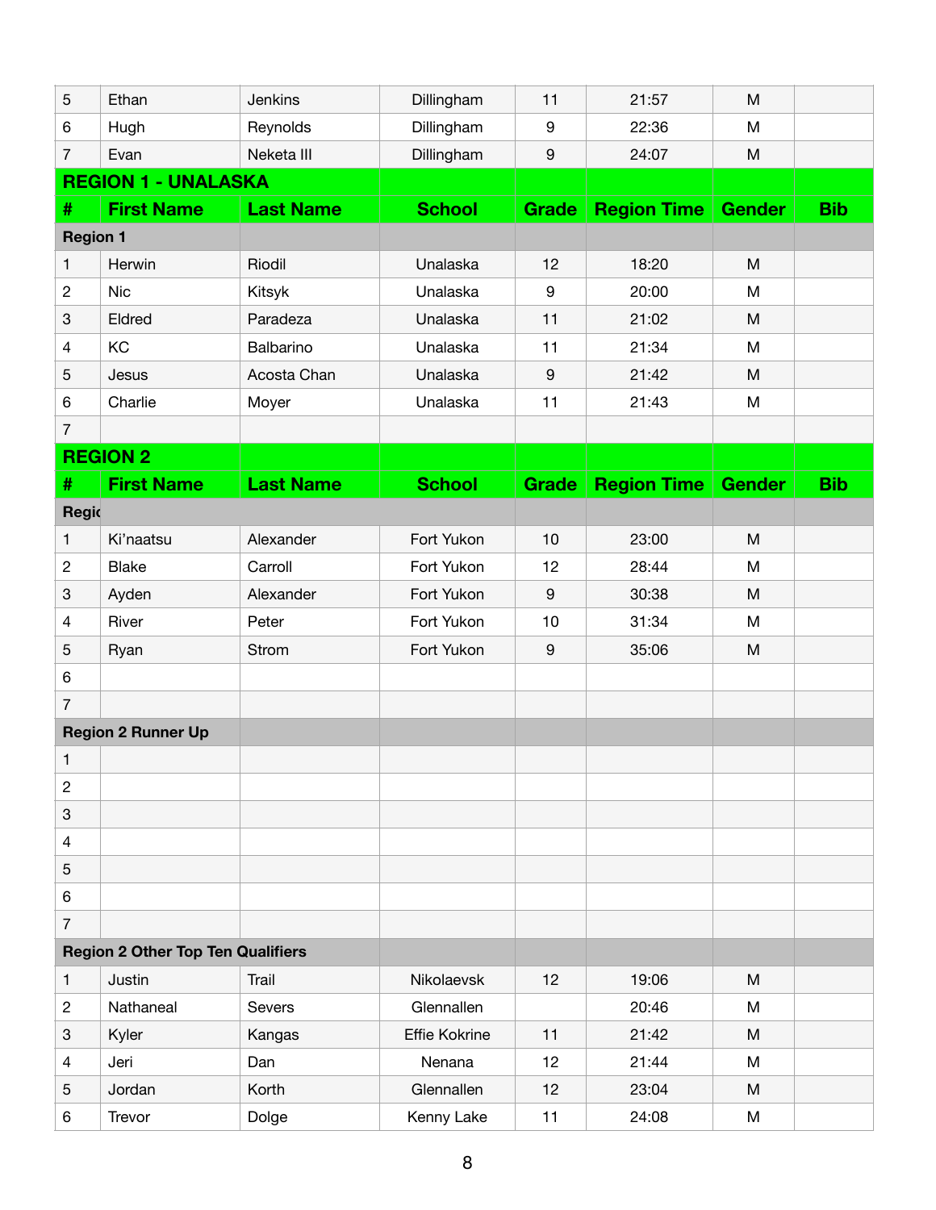| 5 | Ethan | Jenkins | Dillingham | 11 | 21:57 | M | |
|---|---|---|---|---|---|---|---|
| 6 | Hugh | Reynolds | Dillingham | 9 | 22:36 | M | |
| 7 | Evan | Neketa III | Dillingham | 9 | 24:07 | M | |

**REGION 1 - UNALASKA**

| # | First Name | Last Name | School | Grade | Region Time | Gender | Bib |
|---|---|---|---|---|---|---|---|
| **Region 1** | | | | | | | |
| 1 | Herwin | Riodil | Unalaska | 12 | 18:20 | M | |
| 2 | Nic | Kitsyk | Unalaska | 9 | 20:00 | M | |
| 3 | Eldred | Paradeza | Unalaska | 11 | 21:02 | M | |
| 4 | KC | Balbarino | Unalaska | 11 | 21:34 | M | |
| 5 | Jesus | Acosta Chan | Unalaska | 9 | 21:42 | M | |
| 6 | Charlie | Moyer | Unalaska | 11 | 21:43 | M | |
| 7 | | | | | | | |

**REGION 2**

| # | First Name | Last Name | School | Grade | Region Time | Gender | Bib |
|---|---|---|---|---|---|---|---|
| **Regic** | | | | | | | |
| 1 | Ki'naatsu | Alexander | Fort Yukon | 10 | 23:00 | M | |
| 2 | Blake | Carroll | Fort Yukon | 12 | 28:44 | M | |
| 3 | Ayden | Alexander | Fort Yukon | 9 | 30:38 | M | |
| 4 | River | Peter | Fort Yukon | 10 | 31:34 | M | |
| 5 | Ryan | Strom | Fort Yukon | 9 | 35:06 | M | |
| 6 | | | | | | | |
| 7 | | | | | | | |
| **Region 2 Runner Up** | | | | | | | |
| 1 | | | | | | | |
| 2 | | | | | | | |
| 3 | | | | | | | |
| 4 | | | | | | | |
| 5 | | | | | | | |
| 6 | | | | | | | |
| 7 | | | | | | | |
| **Region 2 Other Top Ten Qualifiers** | | | | | | | |
| 1 | Justin | Trail | Nikolaevsk | 12 | 19:06 | M | |
| 2 | Nathaneal | Severs | Glennallen | | 20:46 | M | |
| 3 | Kyler | Kangas | Effie Kokrine | 11 | 21:42 | M | |
| 4 | Jeri | Dan | Nenana | 12 | 21:44 | M | |
| 5 | Jordan | Korth | Glennallen | 12 | 23:04 | M | |
| 6 | Trevor | Dolge | Kenny Lake | 11 | 24:08 | M | |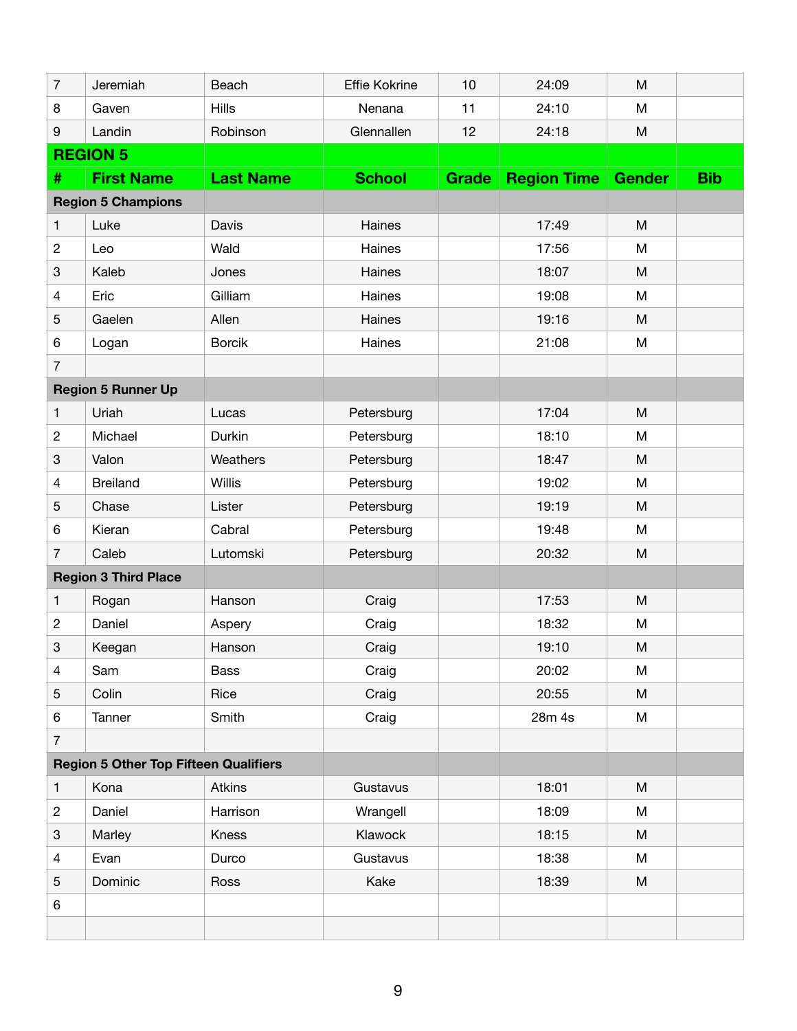| | | | | | | | |
|---|---|---|---|---|---|---|---|
| 7 | Jeremiah | Beach | Effie Kokrine | 10 | 24:09 | M | |
| 8 | Gaven | Hills | Nenana | 11 | 24:10 | M | |
| 9 | Landin | Robinson | Glennallen | 12 | 24:18 | M | |
| **REGION 5** | | | | | | | |
| **#** | **First Name** | **Last Name** | **School** | **Grade** | **Region Time** | **Gender** | **Bib** |
| **Region 5 Champions** | | | | | | | |
| 1 | Luke | Davis | Haines | | 17:49 | M | |
| 2 | Leo | Wald | Haines | | 17:56 | M | |
| 3 | Kaleb | Jones | Haines | | 18:07 | M | |
| 4 | Eric | Gilliam | Haines | | 19:08 | M | |
| 5 | Gaelen | Allen | Haines | | 19:16 | M | |
| 6 | Logan | Borcik | Haines | | 21:08 | M | |
| 7 | | | | | | | |
| **Region 5 Runner Up** | | | | | | | |
| 1 | Uriah | Lucas | Petersburg | | 17:04 | M | |
| 2 | Michael | Durkin | Petersburg | | 18:10 | M | |
| 3 | Valon | Weathers | Petersburg | | 18:47 | M | |
| 4 | Breiland | Willis | Petersburg | | 19:02 | M | |
| 5 | Chase | Lister | Petersburg | | 19:19 | M | |
| 6 | Kieran | Cabral | Petersburg | | 19:48 | M | |
| 7 | Caleb | Lutomski | Petersburg | | 20:32 | M | |
| **Region 3 Third Place** | | | | | | | |
| 1 | Rogan | Hanson | Craig | | 17:53 | M | |
| 2 | Daniel | Aspery | Craig | | 18:32 | M | |
| 3 | Keegan | Hanson | Craig | | 19:10 | M | |
| 4 | Sam | Bass | Craig | | 20:02 | M | |
| 5 | Colin | Rice | Craig | | 20:55 | M | |
| 6 | Tanner | Smith | Craig | | 28m 4s | M | |
| 7 | | | | | | | |
| **Region 5 Other Top Fifteen Qualifiers** | | | | | | | |
| 1 | Kona | Atkins | Gustavus | | 18:01 | M | |
| 2 | Daniel | Harrison | Wrangell | | 18:09 | M | |
| 3 | Marley | Kness | Klawock | | 18:15 | M | |
| 4 | Evan | Durco | Gustavus | | 18:38 | M | |
| 5 | Dominic | Ross | Kake | | 18:39 | M | |
| 6 | | | | | | | |
| | | | | | | | |